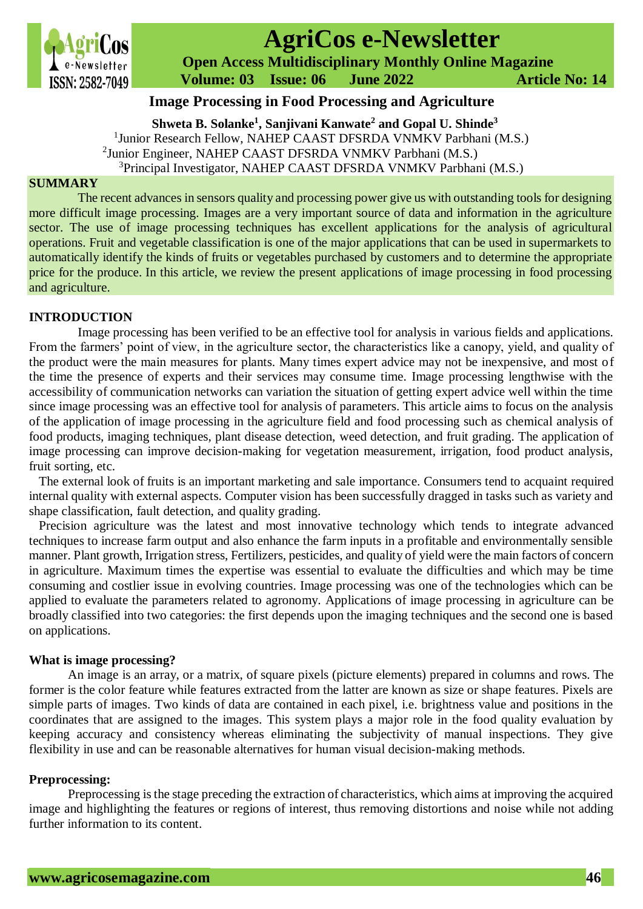# Image Processing in Food Processing and Agriculture

**Shweta B. Solanke[1], Sanjivani Kanwate[2] and Gopal U. Shinde[3]**

[1]Junior Research Fellow, NAHEP CAAST DFSRDA VNMKV Parbhani (M.S.)
[2]Junior Engineer, NAHEP CAAST DFSRDA VNMKV Parbhani (M.S.)
[3]Principal Investigator, NAHEP CAAST DFSRDA VNMKV Parbhani (M.S.)

## SUMMARY

The recent advances in sensors quality and processing power give us with outstanding tools for designing more difficult image processing. Images are a very important source of data and information in the agriculture sector. The use of image processing techniques has excellent applications for the analysis of agricultural operations. Fruit and vegetable classification is one of the major applications that can be used in supermarkets to automatically identify the kinds of fruits or vegetables purchased by customers and to determine the appropriate price for the produce. In this article, we review the present applications of image processing in food processing and agriculture.

## INTRODUCTION

Image processing has been verified to be an effective tool for analysis in various fields and applications. From the farmers' point of view, in the agriculture sector, the characteristics like a canopy, yield, and quality of the product were the main measures for plants. Many times expert advice may not be inexpensive, and most of the time the presence of experts and their services may consume time. Image processing lengthwise with the accessibility of communication networks can variation the situation of getting expert advice well within the time since image processing was an effective tool for analysis of parameters. This article aims to focus on the analysis of the application of image processing in the agriculture field and food processing such as chemical analysis of food products, imaging techniques, plant disease detection, weed detection, and fruit grading. The application of image processing can improve decision-making for vegetation measurement, irrigation, food product analysis, fruit sorting, etc.

The external look of fruits is an important marketing and sale importance. Consumers tend to acquaint required internal quality with external aspects. Computer vision has been successfully dragged in tasks such as variety and shape classification, fault detection, and quality grading.

Precision agriculture was the latest and most innovative technology which tends to integrate advanced techniques to increase farm output and also enhance the farm inputs in a profitable and environmentally sensible manner. Plant growth, Irrigation stress, Fertilizers, pesticides, and quality of yield were the main factors of concern in agriculture. Maximum times the expertise was essential to evaluate the difficulties and which may be time consuming and costlier issue in evolving countries. Image processing was one of the technologies which can be applied to evaluate the parameters related to agronomy. Applications of image processing in agriculture can be broadly classified into two categories: the first depends upon the imaging techniques and the second one is based on applications.

### What is image processing?

An image is an array, or a matrix, of square pixels (picture elements) prepared in columns and rows. The former is the color feature while features extracted from the latter are known as size or shape features. Pixels are simple parts of images. Two kinds of data are contained in each pixel, i.e. brightness value and positions in the coordinates that are assigned to the images. This system plays a major role in the food quality evaluation by keeping accuracy and consistency whereas eliminating the subjectivity of manual inspections. They give flexibility in use and can be reasonable alternatives for human visual decision-making methods.

### Preprocessing:

Preprocessing is the stage preceding the extraction of characteristics, which aims at improving the acquired image and highlighting the features or regions of interest, thus removing distortions and noise while not adding further information to its content.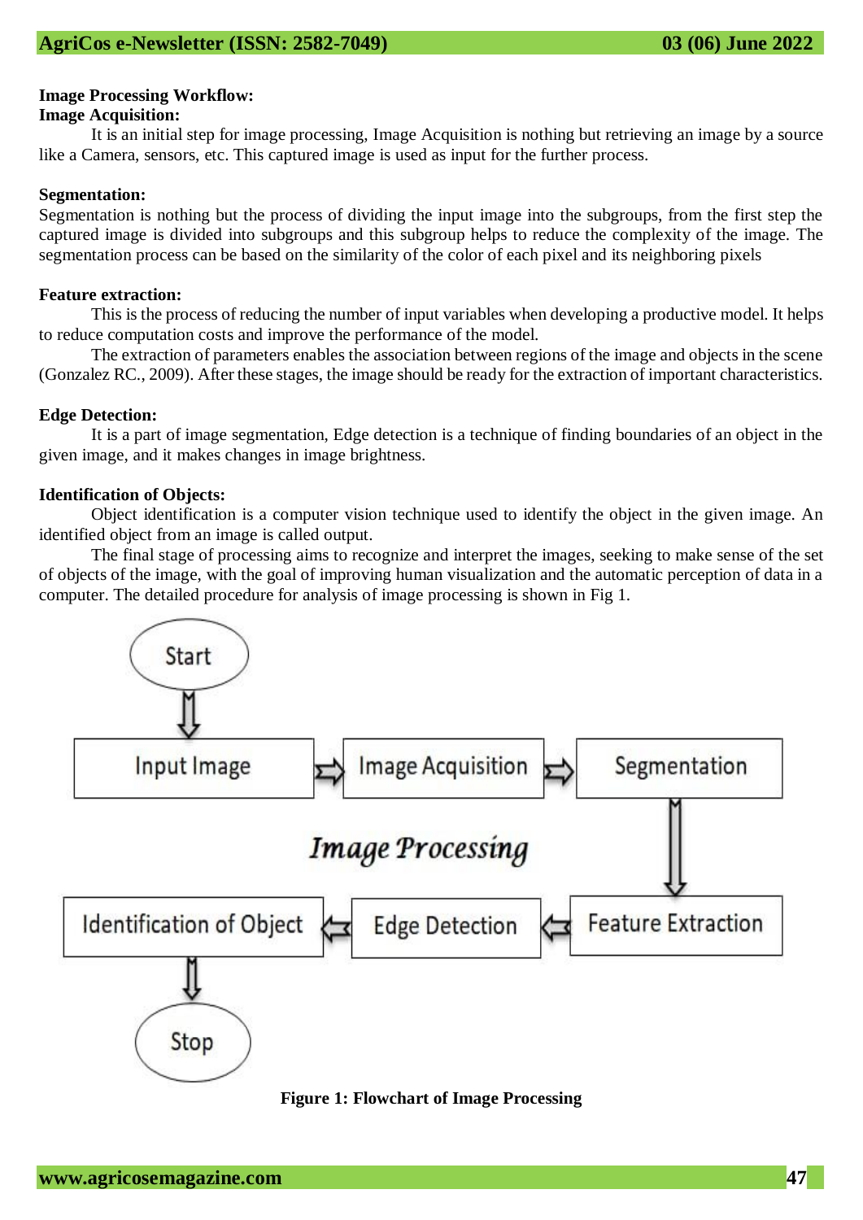**Image Processing Workflow:**

**Image Acquisition:**

It is an initial step for image processing, Image Acquisition is nothing but retrieving an image by a source like a Camera, sensors, etc. This captured image is used as input for the further process.

**Segmentation:**

Segmentation is nothing but the process of dividing the input image into the subgroups, from the first step the captured image is divided into subgroups and this subgroup helps to reduce the complexity of the image. The segmentation process can be based on the similarity of the color of each pixel and its neighboring pixels

**Feature extraction:**

This is the process of reducing the number of input variables when developing a productive model. It helps to reduce computation costs and improve the performance of the model.

The extraction of parameters enables the association between regions of the image and objects in the scene (Gonzalez RC., 2009). After these stages, the image should be ready for the extraction of important characteristics.

**Edge Detection:**

It is a part of image segmentation, Edge detection is a technique of finding boundaries of an object in the given image, and it makes changes in image brightness.

**Identification of Objects:**

Object identification is a computer vision technique used to identify the object in the given image. An identified object from an image is called output.

The final stage of processing aims to recognize and interpret the images, seeking to make sense of the set of objects of the image, with the goal of improving human visualization and the automatic perception of data in a computer. The detailed procedure for analysis of image processing is shown in Fig 1.

Start

Input Image

Image Acquisition

Segmentation

Image Processing

Feature Extraction

Edge Detection

Identification of Object

Stop

**Figure 1: Flowchart of Image Processing**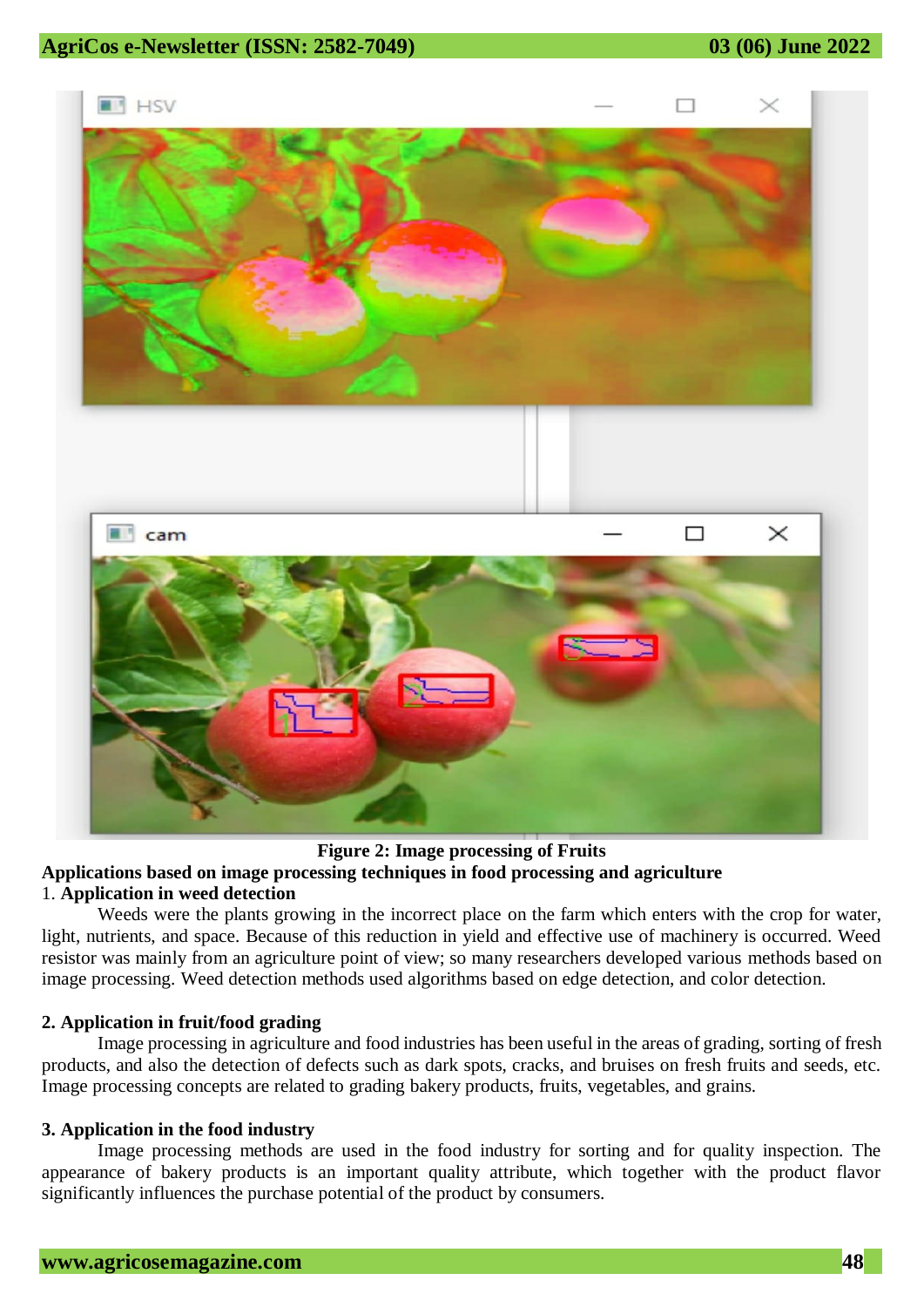Figure 2: Image processing of Fruits

**Applications based on image processing techniques in food processing and agriculture**

1. **Application in weed detection**

Weeds were the plants growing in the incorrect place on the farm which enters with the crop for water, light, nutrients, and space. Because of this reduction in yield and effective use of machinery is occurred. Weed resistor was mainly from an agriculture point of view; so many researchers developed various methods based on image processing. Weed detection methods used algorithms based on edge detection, and color detection.

**2. Application in fruit/food grading**

Image processing in agriculture and food industries has been useful in the areas of grading, sorting of fresh products, and also the detection of defects such as dark spots, cracks, and bruises on fresh fruits and seeds, etc. Image processing concepts are related to grading bakery products, fruits, vegetables, and grains.

**3. Application in the food industry**

Image processing methods are used in the food industry for sorting and for quality inspection. The appearance of bakery products is an important quality attribute, which together with the product flavor significantly influences the purchase potential of the product by consumers.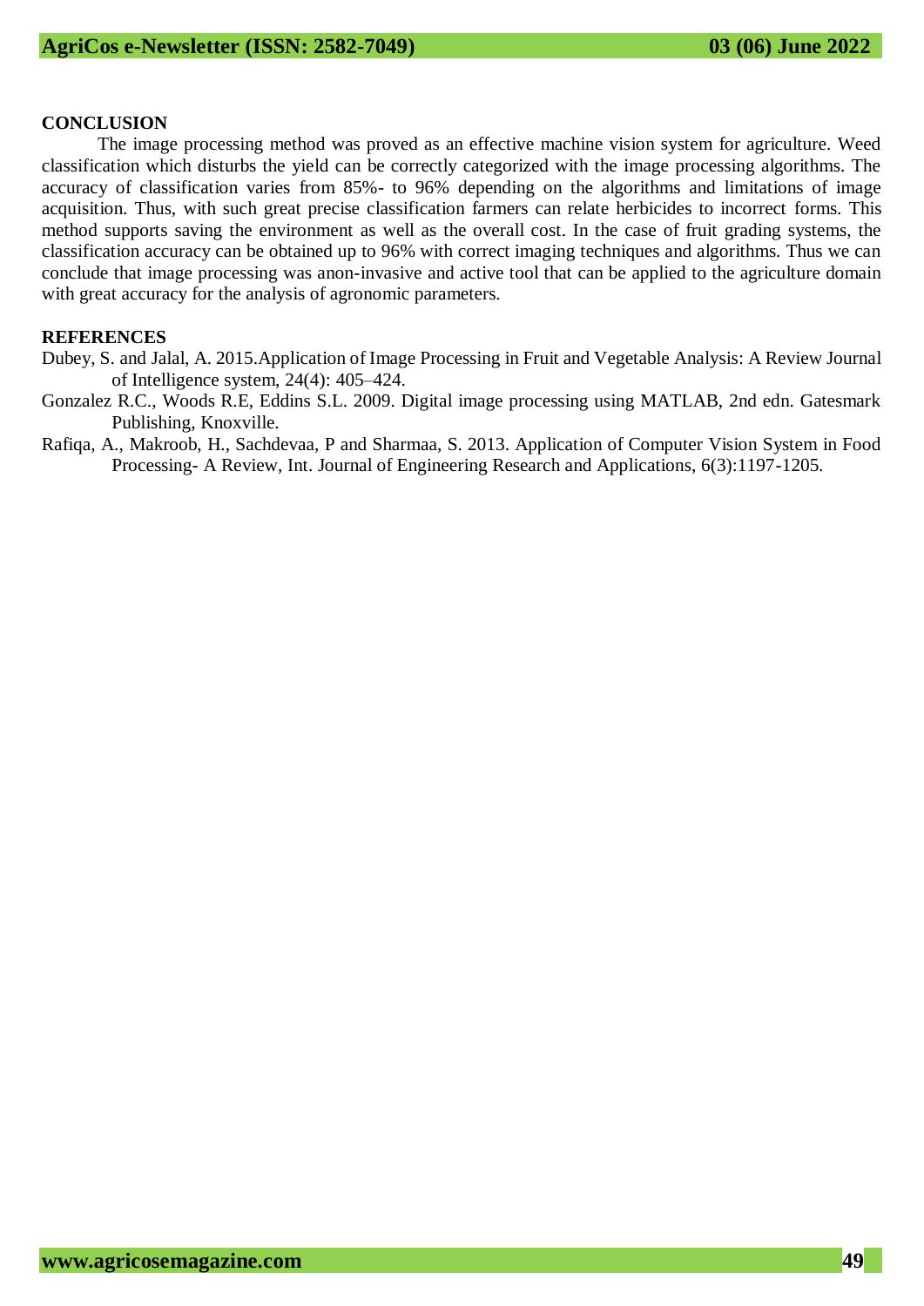## CONCLUSION

The image processing method was proved as an effective machine vision system for agriculture. Weed classification which disturbs the yield can be correctly categorized with the image processing algorithms. The accuracy of classification varies from 85%- to 96% depending on the algorithms and limitations of image acquisition. Thus, with such great precise classification farmers can relate herbicides to incorrect forms. This method supports saving the environment as well as the overall cost. In the case of fruit grading systems, the classification accuracy can be obtained up to 96% with correct imaging techniques and algorithms. Thus we can conclude that image processing was anon-invasive and active tool that can be applied to the agriculture domain with great accuracy for the analysis of agronomic parameters.

## REFERENCES

Dubey, S. and Jalal, A. 2015.Application of Image Processing in Fruit and Vegetable Analysis: A Review Journal of Intelligence system, 24(4): 405–424.

Gonzalez R.C., Woods R.E, Eddins S.L. 2009. Digital image processing using MATLAB, 2nd edn. Gatesmark Publishing, Knoxville.

Rafiqa, A., Makroob, H., Sachdevaa, P and Sharmaa, S. 2013. Application of Computer Vision System in Food Processing- A Review, Int. Journal of Engineering Research and Applications, 6(3):1197-1205.